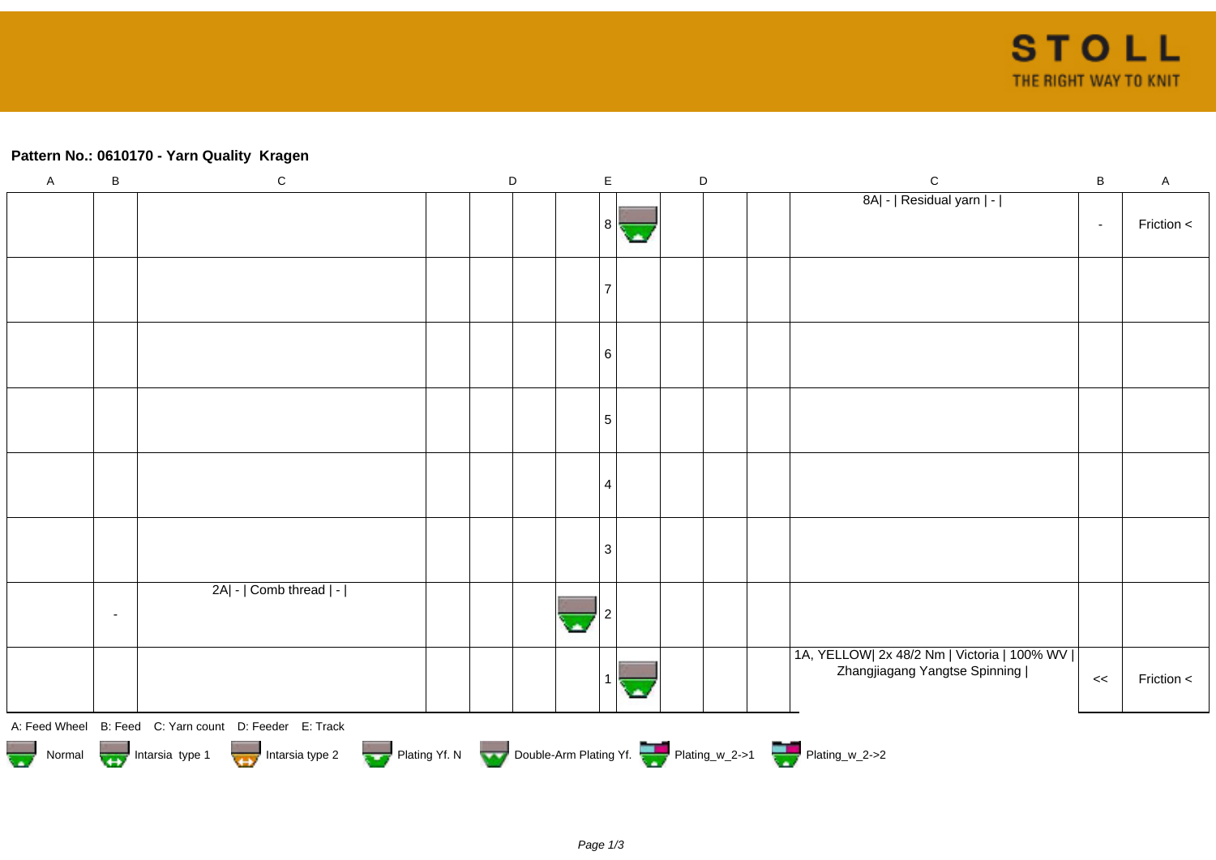**Pattern No.: 0610170 - Yarn Quality  Kragen**

| A | B | C | D | D | D | D | E | D | D | D | D | C | B | A |
|---|---|---|---|---|---|---|---|---|---|---|---|---|---|---|
| | | | | | | | 8 | | | | | 8A\| - \| Residual yarn \| - \| | - | Friction < |
| | | | | | | | 7 | | | | | | | |
| | | | | | | | 6 | | | | | | | |
| | | | | | | | 5 | | | | | | | |
| | | | | | | | 4 | | | | | | | |
| | | | | | | | 3 | | | | | | | |
| | - | 2A\| - \| Comb thread \| - \| | | | | | 2 | | | | | | | |
| | | | | | | | 1 | | | | | 1A, YELLOW\| 2x 48/2 Nm \| Victoria \| 100% WV \| Zhangjiagang Yangtse Spinning \| | << | Friction < |

A: Feed Wheel   B: Feed   C: Yarn count   D: Feeder   E: Track

Normal   Intarsia type 1   Intarsia type 2   Plating Yf. N   Double-Arm Plating Yf.   Plating_w_2->1   Plating_w_2->2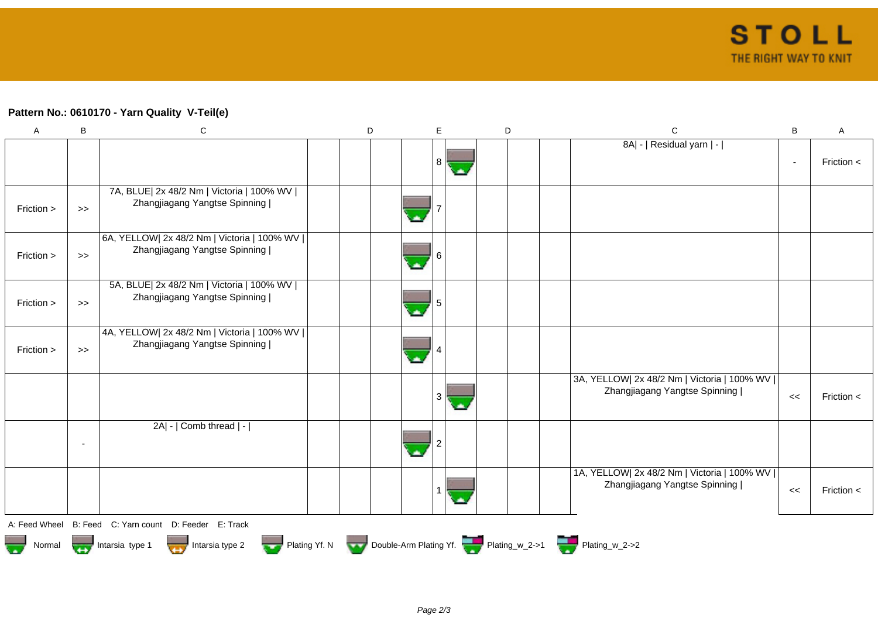STOLL
THE RIGHT WAY TO KNIT

**Pattern No.: 0610170 - Yarn Quality V-Teil(e)**

| A | B | C | D | | | E | D | | | C | B | A |
|---|---|---|---|---|---|---|---|---|---|---|---|---|
| | | | | | | 8 | | | | 8A\| - \| Residual yarn \| - \| | - | Friction < |
| Friction > | >> | 7A, BLUE\| 2x 48/2 Nm \| Victoria \| 100% WV \| Zhangjiagang Yangtse Spinning \| | | | | 7 | | | | | | |
| Friction > | >> | 6A, YELLOW\| 2x 48/2 Nm \| Victoria \| 100% WV \| Zhangjiagang Yangtse Spinning \| | | | | 6 | | | | | | |
| Friction > | >> | 5A, BLUE\| 2x 48/2 Nm \| Victoria \| 100% WV \| Zhangjiagang Yangtse Spinning \| | | | | 5 | | | | | | |
| Friction > | >> | 4A, YELLOW\| 2x 48/2 Nm \| Victoria \| 100% WV \| Zhangjiagang Yangtse Spinning \| | | | | 4 | | | | | | |
| | | | | | | 3 | | | | 3A, YELLOW\| 2x 48/2 Nm \| Victoria \| 100% WV \| Zhangjiagang Yangtse Spinning \| | << | Friction < |
| | - | 2A\| - \| Comb thread \| - \| | | | | 2 | | | | | | |
| | | | | | | 1 | | | | 1A, YELLOW\| 2x 48/2 Nm \| Victoria \| 100% WV \| Zhangjiagang Yangtse Spinning \| | << | Friction < |

A: Feed Wheel B: Feed C: Yarn count D: Feeder E: Track

Normal | Intarsia type 1 | Intarsia type 2 | Plating Yf. N | Double-Arm Plating Yf. | Plating_w_2->1 | Plating_w_2->2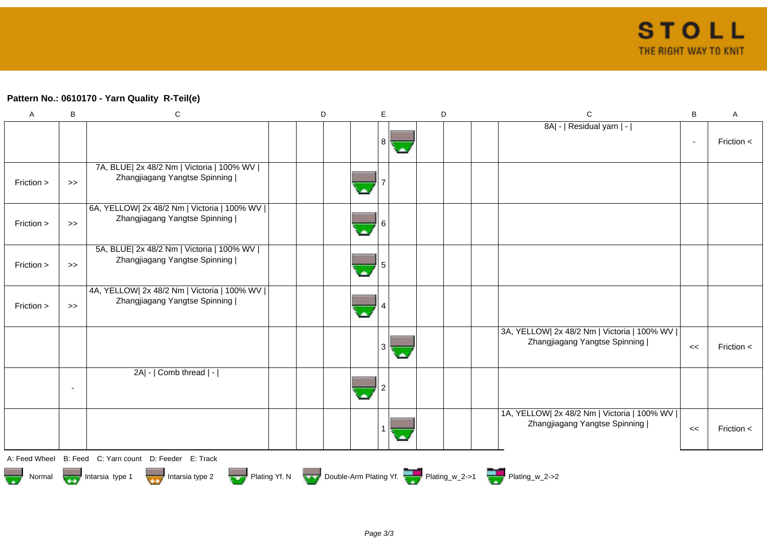**Pattern No.: 0610170 - Yarn Quality R-Teil(e)**

| A | B | C | D | | | E | | D | | | C | B | A |
|---|---|---|---|---|---|---|---|---|---|---|---|---|---|
| | | | | | | 8 | | | | | 8A\| - \| Residual yarn \| - \| | - | Friction < |
| Friction > | >> | 7A, BLUE\| 2x 48/2 Nm \| Victoria \| 100% WV \| Zhangjiagang Yangtse Spinning \| | | | | 7 | | | | | | | |
| Friction > | >> | 6A, YELLOW\| 2x 48/2 Nm \| Victoria \| 100% WV \| Zhangjiagang Yangtse Spinning \| | | | | 6 | | | | | | | |
| Friction > | >> | 5A, BLUE\| 2x 48/2 Nm \| Victoria \| 100% WV \| Zhangjiagang Yangtse Spinning \| | | | | 5 | | | | | | | |
| Friction > | >> | 4A, YELLOW\| 2x 48/2 Nm \| Victoria \| 100% WV \| Zhangjiagang Yangtse Spinning \| | | | | 4 | | | | | | | |
| | | | | | | 3 | | | | | 3A, YELLOW\| 2x 48/2 Nm \| Victoria \| 100% WV \| Zhangjiagang Yangtse Spinning \| | << | Friction < |
| | - | 2A\| - \| Comb thread \| - \| | | | | 2 | | | | | | | |
| | | | | | | 1 | | | | | 1A, YELLOW\| 2x 48/2 Nm \| Victoria \| 100% WV \| Zhangjiagang Yangtse Spinning \| | << | Friction < |

A: Feed Wheel B: Feed C: Yarn count D: Feeder E: Track

Normal | Intarsia type 1 | Intarsia type 2 | Plating Yf. N | Double-Arm Plating Yf. | Plating_w_2->1 | Plating_w_2->2